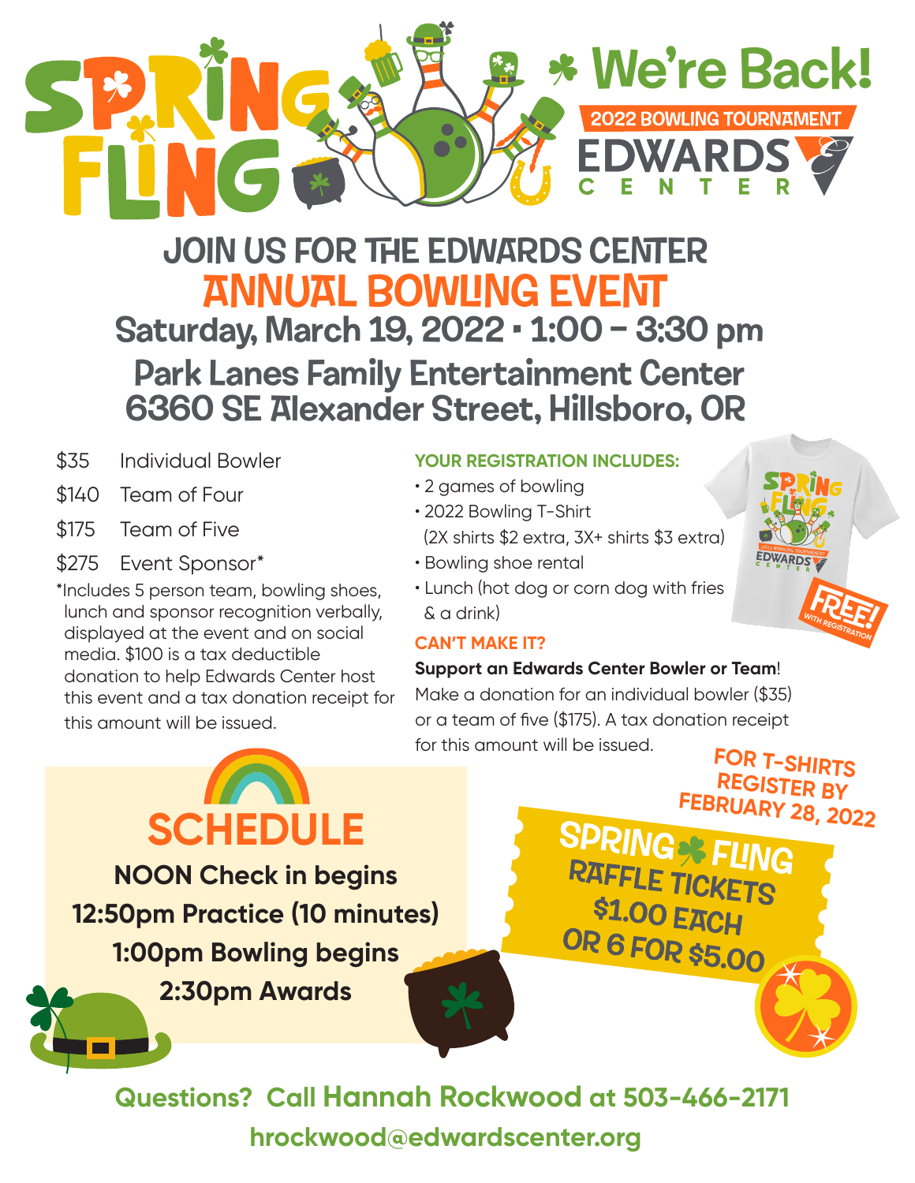# SPRING FLING

**We're Back!**

2022 BOWLING TOURNAMENT

EDWARDS CENTER

## JOIN US FOR THE EDWARDS CENTER
## ANNUAL BOWLING EVENT

### Saturday, March 19, 2022 • 1:00 – 3:30 pm

### Park Lanes Family Entertainment Center
### 6360 SE Alexander Street, Hillsboro, OR

| | |
|---|---|
| $35 | Individual Bowler |
| $140 | Team of Four |
| $175 | Team of Five |
| $275 | Event Sponsor* |

*Includes 5 person team, bowling shoes, lunch and sponsor recognition verbally, displayed at the event and on social media. $100 is a tax deductible donation to help Edwards Center host this event and a tax donation receipt for this amount will be issued.

**YOUR REGISTRATION INCLUDES:**

- 2 games of bowling
- 2022 Bowling T-Shirt (2X shirts $2 extra, 3X+ shirts $3 extra)
- Bowling shoe rental
- Lunch (hot dog or corn dog with fries & a drink)

FREE! WITH REGISTRATION

**CAN'T MAKE IT?**

**Support an Edwards Center Bowler or Team**! Make a donation for an individual bowler ($35) or a team of five ($175). A tax donation receipt for this amount will be issued.

**FOR T-SHIRTS REGISTER BY FEBRUARY 28, 2022**

## SCHEDULE

**NOON Check in begins**
**12:50pm Practice (10 minutes)**
**1:00pm Bowling begins**
**2:30pm Awards**

**SPRING FLING RAFFLE TICKETS $1.00 EACH OR 6 FOR $5.00**

**Questions? Call Hannah Rockwood at 503-466-2171**

**hrockwood@edwardscenter.org**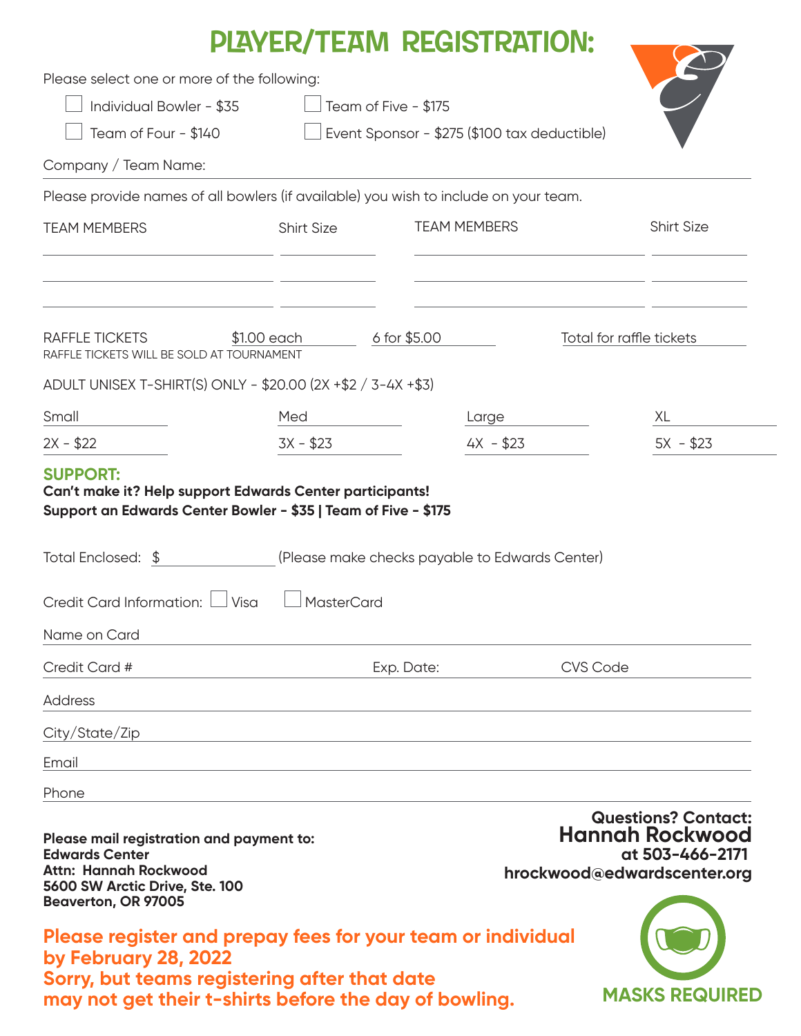# PLAYER/TEAM REGISTRATION:

Please select one or more of the following:

☐ Individual Bowler - $35 ☐ Team of Five - $175

☐ Team of Four - $140 ☐ Event Sponsor - $275 ($100 tax deductible)

Company / Team Name: ______________________________

Please provide names of all bowlers (if available) you wish to include on your team.

| TEAM MEMBERS | Shirt Size | TEAM MEMBERS | Shirt Size |
| --- | --- | --- | --- |
| | | | |
| | | | |
| | | | |

RAFFLE TICKETS $1.00 each ________ 6 for $5.00 ________ Total for raffle tickets ________

RAFFLE TICKETS WILL BE SOLD AT TOURNAMENT

ADULT UNISEX T-SHIRT(S) ONLY - $20.00 (2X +$2 / 3-4X +$3)

| | | | |
| --- | --- | --- | --- |
| Small ____ | Med ____ | Large ____ | XL ____ |
| 2X - $22 ____ | 3X - $23 ____ | 4X - $23 ____ | 5X - $23 ____ |

**SUPPORT:**

**Can't make it? Help support Edwards Center participants!**
**Support an Edwards Center Bowler - $35 | Team of Five - $175**

Total Enclosed: $ ____________ (Please make checks payable to Edwards Center)

Credit Card Information: ☐ Visa ☐ MasterCard

Name on Card ______________________________

Credit Card # ____________ Exp. Date: ____________ CVS Code ____________

Address ______________________________

City/State/Zip ______________________________

Email ______________________________

Phone ______________________________

**Please mail registration and payment to:**
**Edwards Center**
**Attn: Hannah Rockwood**
**5600 SW Arctic Drive, Ste. 100**
**Beaverton, OR 97005**

**Questions? Contact:**
**Hannah Rockwood**
**at 503-466-2171**
**hrockwood@edwardscenter.org**

**Please register and prepay fees for your team or individual by February 28, 2022**
**Sorry, but teams registering after that date may not get their t-shirts before the day of bowling.**

**MASKS REQUIRED**